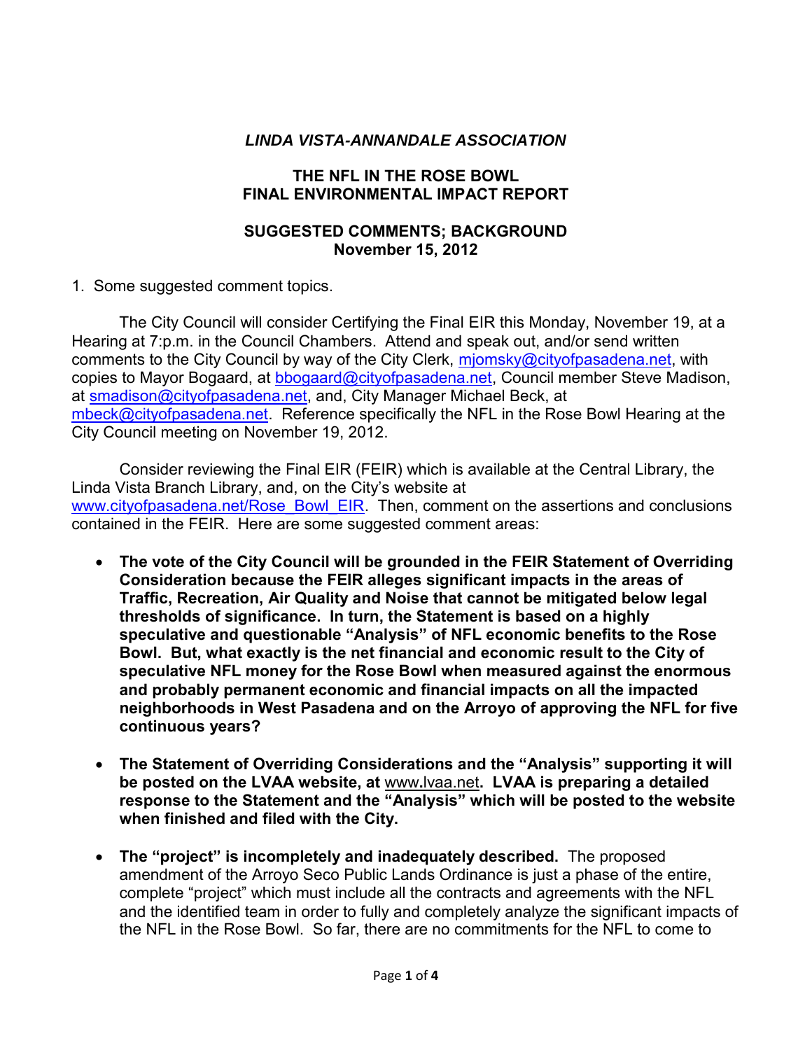## *LINDA VISTA-ANNANDALE ASSOCIATION*

### THE NFL IN THE ROSE BOWL
### FINAL ENVIRONMENTAL IMPACT REPORT

### SUGGESTED COMMENTS; BACKGROUND
### November 15, 2012

1. Some suggested comment topics.

The City Council will consider Certifying the Final EIR this Monday, November 19, at a Hearing at 7:p.m. in the Council Chambers. Attend and speak out, and/or send written comments to the City Council by way of the City Clerk, mjomsky@cityofpasadena.net, with copies to Mayor Bogaard, at bbogaard@cityofpasadena.net, Council member Steve Madison, at smadison@cityofpasadena.net, and, City Manager Michael Beck, at mbeck@cityofpasadena.net. Reference specifically the NFL in the Rose Bowl Hearing at the City Council meeting on November 19, 2012.

Consider reviewing the Final EIR (FEIR) which is available at the Central Library, the Linda Vista Branch Library, and, on the City's website at www.cityofpasadena.net/Rose_Bowl_EIR. Then, comment on the assertions and conclusions contained in the FEIR. Here are some suggested comment areas:

- **The vote of the City Council will be grounded in the FEIR Statement of Overriding Consideration because the FEIR alleges significant impacts in the areas of Traffic, Recreation, Air Quality and Noise that cannot be mitigated below legal thresholds of significance. In turn, the Statement is based on a highly speculative and questionable "Analysis" of NFL economic benefits to the Rose Bowl. But, what exactly is the net financial and economic result to the City of speculative NFL money for the Rose Bowl when measured against the enormous and probably permanent economic and financial impacts on all the impacted neighborhoods in West Pasadena and on the Arroyo of approving the NFL for five continuous years?**

- **The Statement of Overriding Considerations and the "Analysis" supporting it will be posted on the LVAA website, at** www.lvaa.net**. LVAA is preparing a detailed response to the Statement and the "Analysis" which will be posted to the website when finished and filed with the City.**

- **The "project" is incompletely and inadequately described.** The proposed amendment of the Arroyo Seco Public Lands Ordinance is just a phase of the entire, complete "project" which must include all the contracts and agreements with the NFL and the identified team in order to fully and completely analyze the significant impacts of the NFL in the Rose Bowl. So far, there are no commitments for the NFL to come to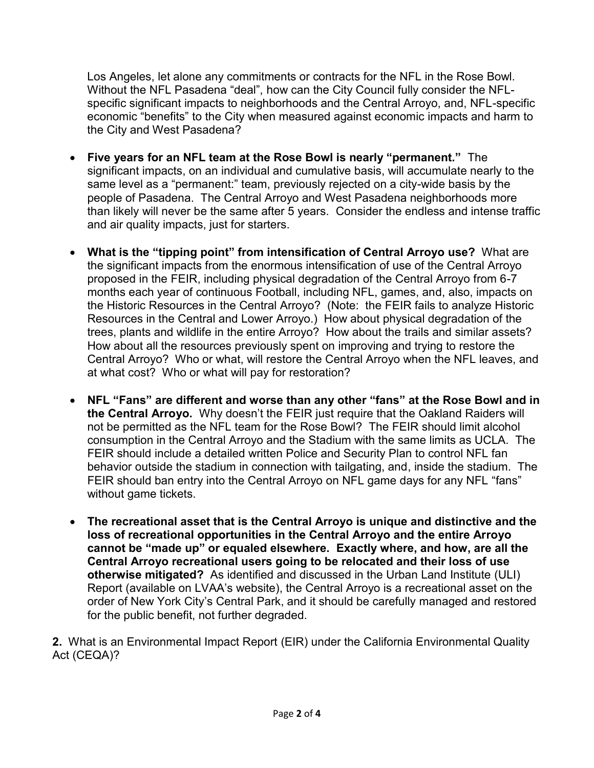Los Angeles, let alone any commitments or contracts for the NFL in the Rose Bowl. Without the NFL Pasadena "deal", how can the City Council fully consider the NFL-specific significant impacts to neighborhoods and the Central Arroyo, and, NFL-specific economic "benefits" to the City when measured against economic impacts and harm to the City and West Pasadena?

- **Five years for an NFL team at the Rose Bowl is nearly "permanent."** The significant impacts, on an individual and cumulative basis, will accumulate nearly to the same level as a "permanent:" team, previously rejected on a city-wide basis by the people of Pasadena. The Central Arroyo and West Pasadena neighborhoods more than likely will never be the same after 5 years. Consider the endless and intense traffic and air quality impacts, just for starters.

- **What is the "tipping point" from intensification of Central Arroyo use?** What are the significant impacts from the enormous intensification of use of the Central Arroyo proposed in the FEIR, including physical degradation of the Central Arroyo from 6-7 months each year of continuous Football, including NFL, games, and, also, impacts on the Historic Resources in the Central Arroyo? (Note: the FEIR fails to analyze Historic Resources in the Central and Lower Arroyo.) How about physical degradation of the trees, plants and wildlife in the entire Arroyo? How about the trails and similar assets? How about all the resources previously spent on improving and trying to restore the Central Arroyo? Who or what, will restore the Central Arroyo when the NFL leaves, and at what cost? Who or what will pay for restoration?

- **NFL "Fans" are different and worse than any other "fans" at the Rose Bowl and in the Central Arroyo.** Why doesn't the FEIR just require that the Oakland Raiders will not be permitted as the NFL team for the Rose Bowl? The FEIR should limit alcohol consumption in the Central Arroyo and the Stadium with the same limits as UCLA. The FEIR should include a detailed written Police and Security Plan to control NFL fan behavior outside the stadium in connection with tailgating, and, inside the stadium. The FEIR should ban entry into the Central Arroyo on NFL game days for any NFL "fans" without game tickets.

- **The recreational asset that is the Central Arroyo is unique and distinctive and the loss of recreational opportunities in the Central Arroyo and the entire Arroyo cannot be "made up" or equaled elsewhere. Exactly where, and how, are all the Central Arroyo recreational users going to be relocated and their loss of use otherwise mitigated?** As identified and discussed in the Urban Land Institute (ULI) Report (available on LVAA's website), the Central Arroyo is a recreational asset on the order of New York City's Central Park, and it should be carefully managed and restored for the public benefit, not further degraded.

**2.** What is an Environmental Impact Report (EIR) under the California Environmental Quality Act (CEQA)?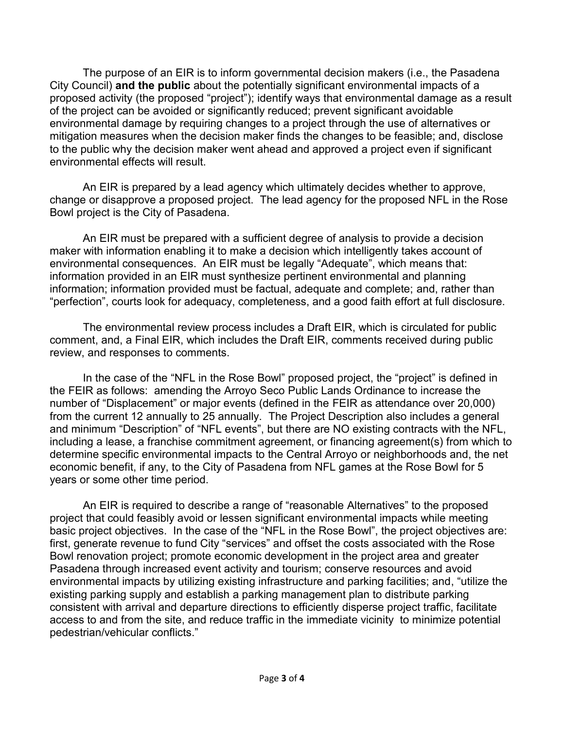The purpose of an EIR is to inform governmental decision makers (i.e., the Pasadena City Council) **and the public** about the potentially significant environmental impacts of a proposed activity (the proposed "project"); identify ways that environmental damage as a result of the project can be avoided or significantly reduced; prevent significant avoidable environmental damage by requiring changes to a project through the use of alternatives or mitigation measures when the decision maker finds the changes to be feasible; and, disclose to the public why the decision maker went ahead and approved a project even if significant environmental effects will result.

An EIR is prepared by a lead agency which ultimately decides whether to approve, change or disapprove a proposed project. The lead agency for the proposed NFL in the Rose Bowl project is the City of Pasadena.

An EIR must be prepared with a sufficient degree of analysis to provide a decision maker with information enabling it to make a decision which intelligently takes account of environmental consequences. An EIR must be legally "Adequate", which means that: information provided in an EIR must synthesize pertinent environmental and planning information; information provided must be factual, adequate and complete; and, rather than "perfection", courts look for adequacy, completeness, and a good faith effort at full disclosure.

The environmental review process includes a Draft EIR, which is circulated for public comment, and, a Final EIR, which includes the Draft EIR, comments received during public review, and responses to comments.

In the case of the "NFL in the Rose Bowl" proposed project, the "project" is defined in the FEIR as follows: amending the Arroyo Seco Public Lands Ordinance to increase the number of "Displacement" or major events (defined in the FEIR as attendance over 20,000) from the current 12 annually to 25 annually. The Project Description also includes a general and minimum "Description" of "NFL events", but there are NO existing contracts with the NFL, including a lease, a franchise commitment agreement, or financing agreement(s) from which to determine specific environmental impacts to the Central Arroyo or neighborhoods and, the net economic benefit, if any, to the City of Pasadena from NFL games at the Rose Bowl for 5 years or some other time period.

An EIR is required to describe a range of "reasonable Alternatives" to the proposed project that could feasibly avoid or lessen significant environmental impacts while meeting basic project objectives. In the case of the "NFL in the Rose Bowl", the project objectives are: first, generate revenue to fund City "services" and offset the costs associated with the Rose Bowl renovation project; promote economic development in the project area and greater Pasadena through increased event activity and tourism; conserve resources and avoid environmental impacts by utilizing existing infrastructure and parking facilities; and, "utilize the existing parking supply and establish a parking management plan to distribute parking consistent with arrival and departure directions to efficiently disperse project traffic, facilitate access to and from the site, and reduce traffic in the immediate vicinity to minimize potential pedestrian/vehicular conflicts."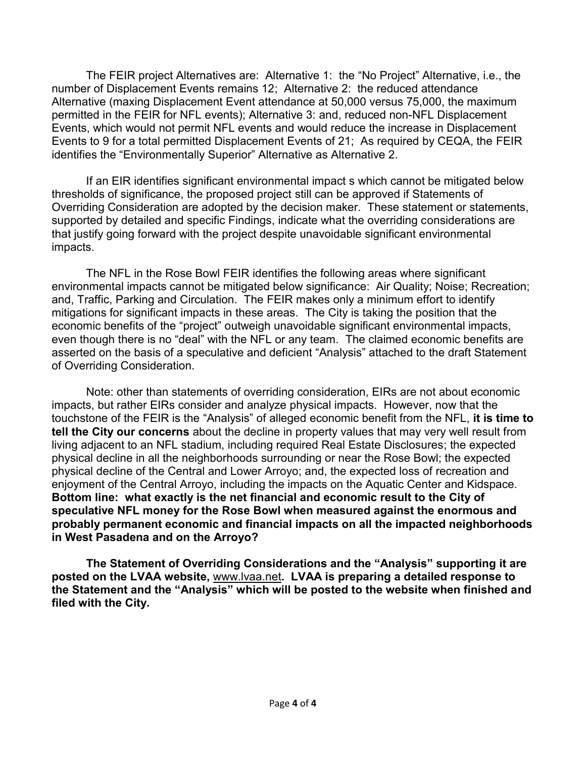The FEIR project Alternatives are: Alternative 1: the "No Project" Alternative, i.e., the number of Displacement Events remains 12; Alternative 2: the reduced attendance Alternative (maxing Displacement Event attendance at 50,000 versus 75,000, the maximum permitted in the FEIR for NFL events); Alternative 3: and, reduced non-NFL Displacement Events, which would not permit NFL events and would reduce the increase in Displacement Events to 9 for a total permitted Displacement Events of 21; As required by CEQA, the FEIR identifies the "Environmentally Superior" Alternative as Alternative 2.

If an EIR identifies significant environmental impact s which cannot be mitigated below thresholds of significance, the proposed project still can be approved if Statements of Overriding Consideration are adopted by the decision maker. These statement or statements, supported by detailed and specific Findings, indicate what the overriding considerations are that justify going forward with the project despite unavoidable significant environmental impacts.

The NFL in the Rose Bowl FEIR identifies the following areas where significant environmental impacts cannot be mitigated below significance: Air Quality; Noise; Recreation; and, Traffic, Parking and Circulation. The FEIR makes only a minimum effort to identify mitigations for significant impacts in these areas. The City is taking the position that the economic benefits of the "project" outweigh unavoidable significant environmental impacts, even though there is no "deal" with the NFL or any team. The claimed economic benefits are asserted on the basis of a speculative and deficient "Analysis" attached to the draft Statement of Overriding Consideration.

Note: other than statements of overriding consideration, EIRs are not about economic impacts, but rather EIRs consider and analyze physical impacts. However, now that the touchstone of the FEIR is the "Analysis" of alleged economic benefit from the NFL, **it is time to tell the City our concerns** about the decline in property values that may very well result from living adjacent to an NFL stadium, including required Real Estate Disclosures; the expected physical decline in all the neighborhoods surrounding or near the Rose Bowl; the expected physical decline of the Central and Lower Arroyo; and, the expected loss of recreation and enjoyment of the Central Arroyo, including the impacts on the Aquatic Center and Kidspace. **Bottom line: what exactly is the net financial and economic result to the City of speculative NFL money for the Rose Bowl when measured against the enormous and probably permanent economic and financial impacts on all the impacted neighborhoods in West Pasadena and on the Arroyo?**

**The Statement of Overriding Considerations and the "Analysis" supporting it are posted on the LVAA website,** www.lvaa.net**. LVAA is preparing a detailed response to the Statement and the "Analysis" which will be posted to the website when finished and filed with the City.**